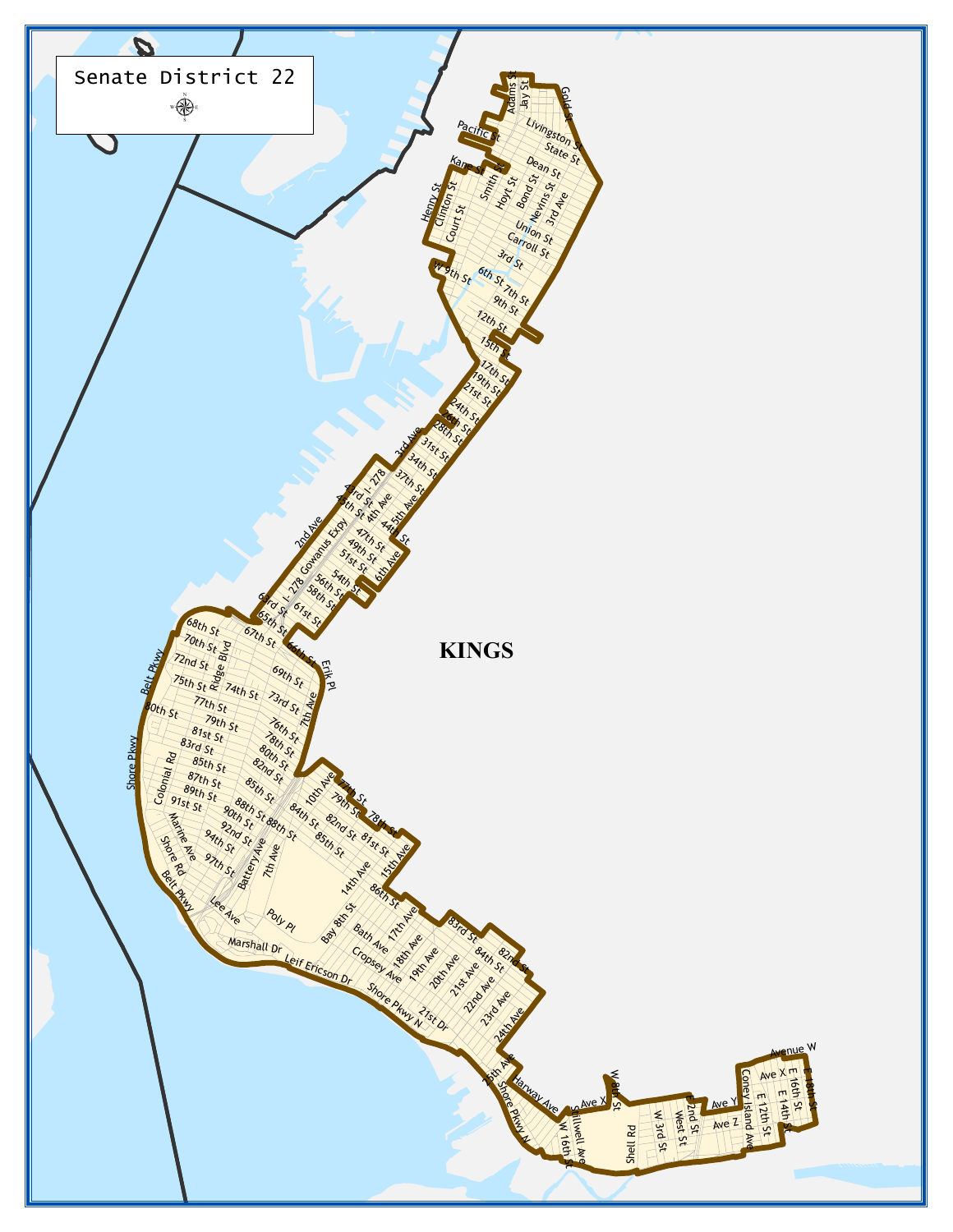# Senate District 22

KINGS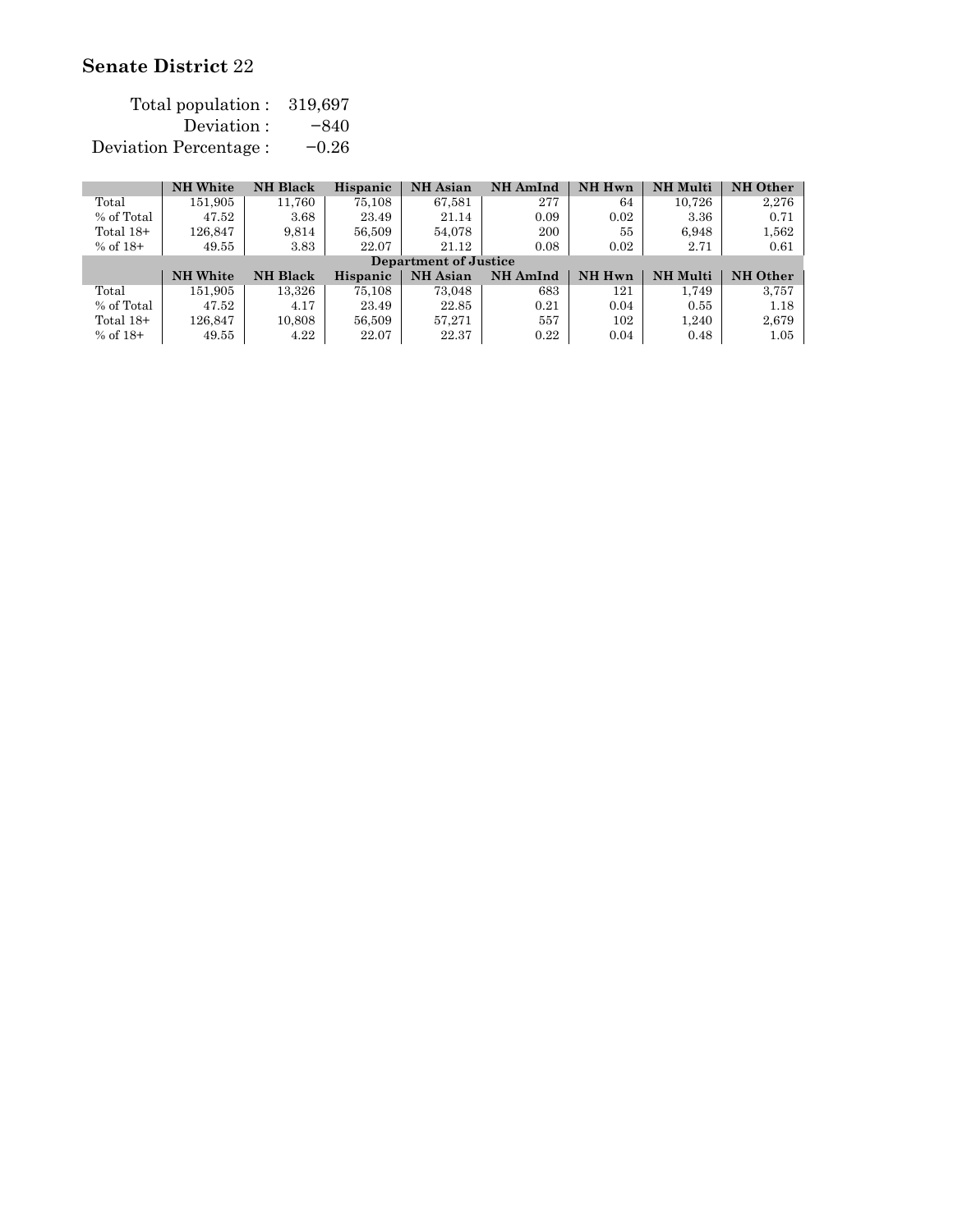## **Senate District** 22

Total population : 319,697
Deviation : −840
Deviation Percentage : −0.26

| | NH White | NH Black | Hispanic | NH Asian | NH AmInd | NH Hwn | NH Multi | NH Other |
|---|---|---|---|---|---|---|---|---|
| Total | 151,905 | 11,760 | 75,108 | 67,581 | 277 | 64 | 10,726 | 2,276 |
| % of Total | 47.52 | 3.68 | 23.49 | 21.14 | 0.09 | 0.02 | 3.36 | 0.71 |
| Total 18+ | 126,847 | 9,814 | 56,509 | 54,078 | 200 | 55 | 6,948 | 1,562 |
| % of 18+ | 49.55 | 3.83 | 22.07 | 21.12 | 0.08 | 0.02 | 2.71 | 0.61 |
| **Department of Justice** | | | | | | | | |
| | **NH White** | **NH Black** | **Hispanic** | **NH Asian** | **NH AmInd** | **NH Hwn** | **NH Multi** | **NH Other** |
| Total | 151,905 | 13,326 | 75,108 | 73,048 | 683 | 121 | 1,749 | 3,757 |
| % of Total | 47.52 | 4.17 | 23.49 | 22.85 | 0.21 | 0.04 | 0.55 | 1.18 |
| Total 18+ | 126,847 | 10,808 | 56,509 | 57,271 | 557 | 102 | 1,240 | 2,679 |
| % of 18+ | 49.55 | 4.22 | 22.07 | 22.37 | 0.22 | 0.04 | 0.48 | 1.05 |